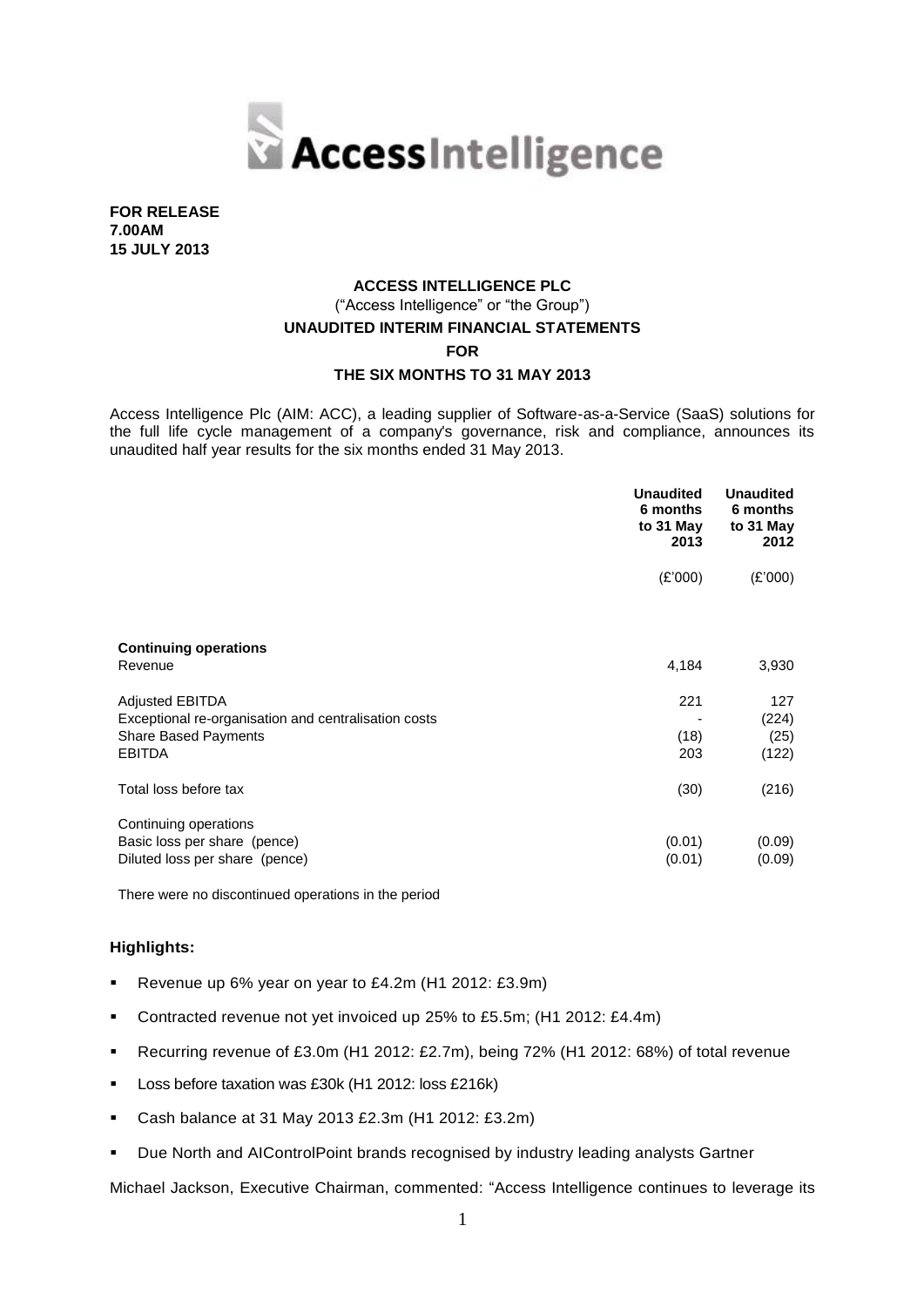**FOR RELEASE**
**7.00AM**
**15 JULY 2013**

**ACCESS INTELLIGENCE PLC**

("Access Intelligence" or "the Group")

**UNAUDITED INTERIM FINANCIAL STATEMENTS**

**FOR**

**THE SIX MONTHS TO 31 MAY 2013**

Access Intelligence Plc (AIM: ACC), a leading supplier of Software-as-a-Service (SaaS) solutions for the full life cycle management of a company's governance, risk and compliance, announces its unaudited half year results for the six months ended 31 May 2013.

| | **Unaudited 6 months to 31 May 2013** | **Unaudited 6 months to 31 May 2012** |
|---|---|---|
| | (£'000) | (£'000) |
| **Continuing operations** | | |
| Revenue | 4,184 | 3,930 |
| Adjusted EBITDA | 221 | 127 |
| Exceptional re-organisation and centralisation costs | - | (224) |
| Share Based Payments | (18) | (25) |
| EBITDA | 203 | (122) |
| Total loss before tax | (30) | (216) |
| Continuing operations | | |
| Basic loss per share (pence) | (0.01) | (0.09) |
| Diluted loss per share (pence) | (0.01) | (0.09) |

There were no discontinued operations in the period

**Highlights:**

- Revenue up 6% year on year to £4.2m (H1 2012: £3.9m)
- Contracted revenue not yet invoiced up 25% to £5.5m; (H1 2012: £4.4m)
- Recurring revenue of £3.0m (H1 2012: £2.7m), being 72% (H1 2012: 68%) of total revenue
- Loss before taxation was £30k (H1 2012: loss £216k)
- Cash balance at 31 May 2013 £2.3m (H1 2012: £3.2m)
- Due North and AIControlPoint brands recognised by industry leading analysts Gartner

Michael Jackson, Executive Chairman, commented: "Access Intelligence continues to leverage its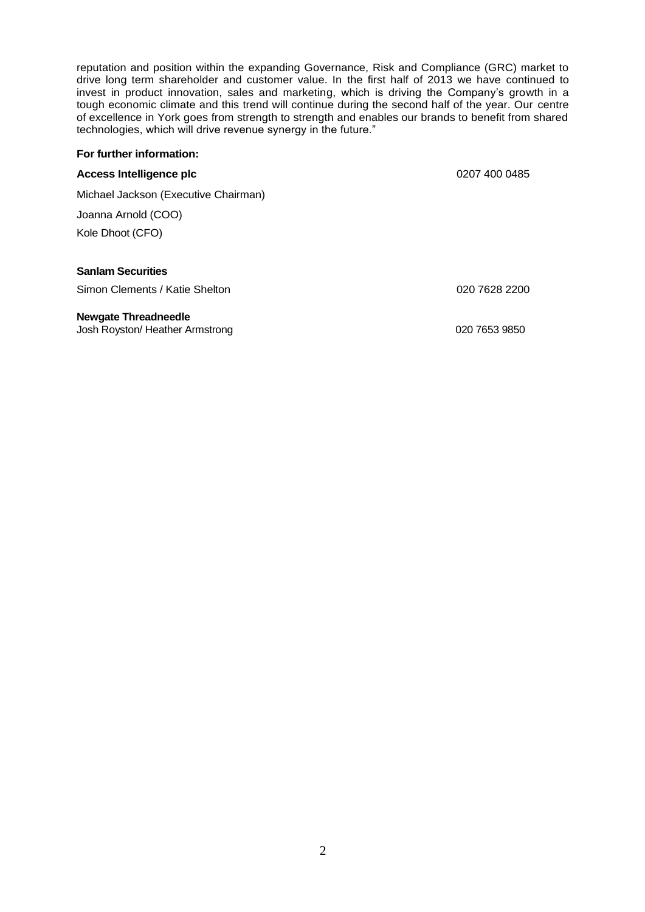reputation and position within the expanding Governance, Risk and Compliance (GRC) market to drive long term shareholder and customer value. In the first half of 2013 we have continued to invest in product innovation, sales and marketing, which is driving the Company's growth in a tough economic climate and this trend will continue during the second half of the year. Our centre of excellence in York goes from strength to strength and enables our brands to benefit from shared technologies, which will drive revenue synergy in the future."

**For further information:**

| | |
|---|---|
| **Access Intelligence plc** | 0207 400 0485 |
| Michael Jackson (Executive Chairman) | |
| Joanna Arnold (COO) | |
| Kole Dhoot (CFO) | |
| | |
| **Sanlam Securities** | |
| Simon Clements / Katie Shelton | 020 7628 2200 |
| | |
| **Newgate Threadneedle** | |
| Josh Royston/ Heather Armstrong | 020 7653 9850 |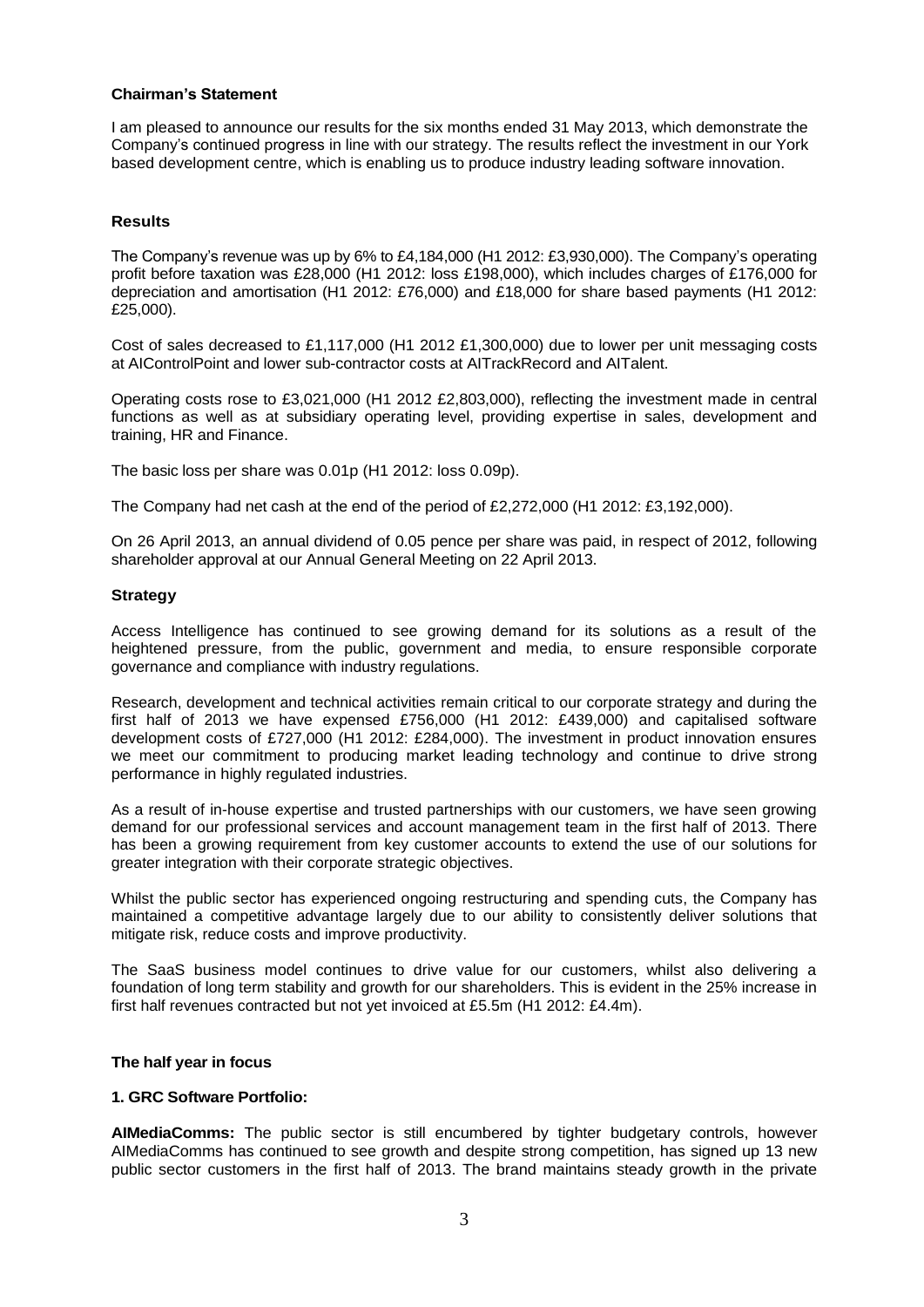## Chairman's Statement

I am pleased to announce our results for the six months ended 31 May 2013, which demonstrate the Company's continued progress in line with our strategy. The results reflect the investment in our York based development centre, which is enabling us to produce industry leading software innovation.

### Results

The Company's revenue was up by 6% to £4,184,000 (H1 2012: £3,930,000). The Company's operating profit before taxation was £28,000 (H1 2012: loss £198,000), which includes charges of £176,000 for depreciation and amortisation (H1 2012: £76,000) and £18,000 for share based payments (H1 2012: £25,000).

Cost of sales decreased to £1,117,000 (H1 2012 £1,300,000) due to lower per unit messaging costs at AIControlPoint and lower sub-contractor costs at AITrackRecord and AITalent.

Operating costs rose to £3,021,000 (H1 2012 £2,803,000), reflecting the investment made in central functions as well as at subsidiary operating level, providing expertise in sales, development and training, HR and Finance.

The basic loss per share was 0.01p (H1 2012: loss 0.09p).

The Company had net cash at the end of the period of £2,272,000 (H1 2012: £3,192,000).

On 26 April 2013, an annual dividend of 0.05 pence per share was paid, in respect of 2012, following shareholder approval at our Annual General Meeting on 22 April 2013.

### Strategy

Access Intelligence has continued to see growing demand for its solutions as a result of the heightened pressure, from the public, government and media, to ensure responsible corporate governance and compliance with industry regulations.

Research, development and technical activities remain critical to our corporate strategy and during the first half of 2013 we have expensed £756,000 (H1 2012: £439,000) and capitalised software development costs of £727,000 (H1 2012: £284,000). The investment in product innovation ensures we meet our commitment to producing market leading technology and continue to drive strong performance in highly regulated industries.

As a result of in-house expertise and trusted partnerships with our customers, we have seen growing demand for our professional services and account management team in the first half of 2013. There has been a growing requirement from key customer accounts to extend the use of our solutions for greater integration with their corporate strategic objectives.

Whilst the public sector has experienced ongoing restructuring and spending cuts, the Company has maintained a competitive advantage largely due to our ability to consistently deliver solutions that mitigate risk, reduce costs and improve productivity.

The SaaS business model continues to drive value for our customers, whilst also delivering a foundation of long term stability and growth for our shareholders. This is evident in the 25% increase in first half revenues contracted but not yet invoiced at £5.5m (H1 2012: £4.4m).

### The half year in focus

#### 1. GRC Software Portfolio:

**AIMediaComms:** The public sector is still encumbered by tighter budgetary controls, however AIMediaComms has continued to see growth and despite strong competition, has signed up 13 new public sector customers in the first half of 2013. The brand maintains steady growth in the private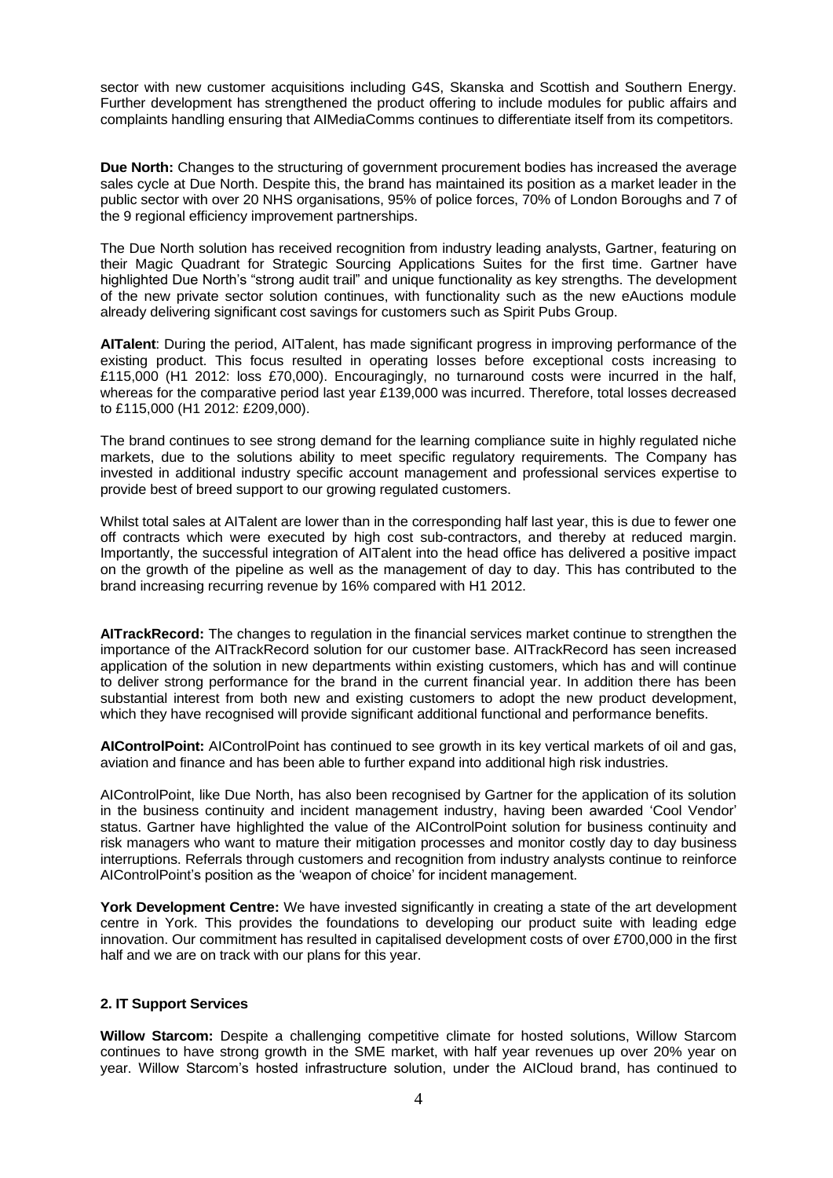sector with new customer acquisitions including G4S, Skanska and Scottish and Southern Energy. Further development has strengthened the product offering to include modules for public affairs and complaints handling ensuring that AIMediaComms continues to differentiate itself from its competitors.

**Due North:** Changes to the structuring of government procurement bodies has increased the average sales cycle at Due North. Despite this, the brand has maintained its position as a market leader in the public sector with over 20 NHS organisations, 95% of police forces, 70% of London Boroughs and 7 of the 9 regional efficiency improvement partnerships.

The Due North solution has received recognition from industry leading analysts, Gartner, featuring on their Magic Quadrant for Strategic Sourcing Applications Suites for the first time. Gartner have highlighted Due North's "strong audit trail" and unique functionality as key strengths. The development of the new private sector solution continues, with functionality such as the new eAuctions module already delivering significant cost savings for customers such as Spirit Pubs Group.

**AITalent**: During the period, AITalent, has made significant progress in improving performance of the existing product. This focus resulted in operating losses before exceptional costs increasing to £115,000 (H1 2012: loss £70,000). Encouragingly, no turnaround costs were incurred in the half, whereas for the comparative period last year £139,000 was incurred. Therefore, total losses decreased to £115,000 (H1 2012: £209,000).

The brand continues to see strong demand for the learning compliance suite in highly regulated niche markets, due to the solutions ability to meet specific regulatory requirements. The Company has invested in additional industry specific account management and professional services expertise to provide best of breed support to our growing regulated customers.

Whilst total sales at AITalent are lower than in the corresponding half last year, this is due to fewer one off contracts which were executed by high cost sub-contractors, and thereby at reduced margin. Importantly, the successful integration of AITalent into the head office has delivered a positive impact on the growth of the pipeline as well as the management of day to day. This has contributed to the brand increasing recurring revenue by 16% compared with H1 2012.

**AITrackRecord:** The changes to regulation in the financial services market continue to strengthen the importance of the AITrackRecord solution for our customer base. AITrackRecord has seen increased application of the solution in new departments within existing customers, which has and will continue to deliver strong performance for the brand in the current financial year. In addition there has been substantial interest from both new and existing customers to adopt the new product development, which they have recognised will provide significant additional functional and performance benefits.

**AIControlPoint:** AIControlPoint has continued to see growth in its key vertical markets of oil and gas, aviation and finance and has been able to further expand into additional high risk industries.

AIControlPoint, like Due North, has also been recognised by Gartner for the application of its solution in the business continuity and incident management industry, having been awarded 'Cool Vendor' status. Gartner have highlighted the value of the AIControlPoint solution for business continuity and risk managers who want to mature their mitigation processes and monitor costly day to day business interruptions. Referrals through customers and recognition from industry analysts continue to reinforce AIControlPoint's position as the 'weapon of choice' for incident management.

**York Development Centre:** We have invested significantly in creating a state of the art development centre in York. This provides the foundations to developing our product suite with leading edge innovation. Our commitment has resulted in capitalised development costs of over £700,000 in the first half and we are on track with our plans for this year.

## 2. IT Support Services

**Willow Starcom:** Despite a challenging competitive climate for hosted solutions, Willow Starcom continues to have strong growth in the SME market, with half year revenues up over 20% year on year. Willow Starcom's hosted infrastructure solution, under the AICloud brand, has continued to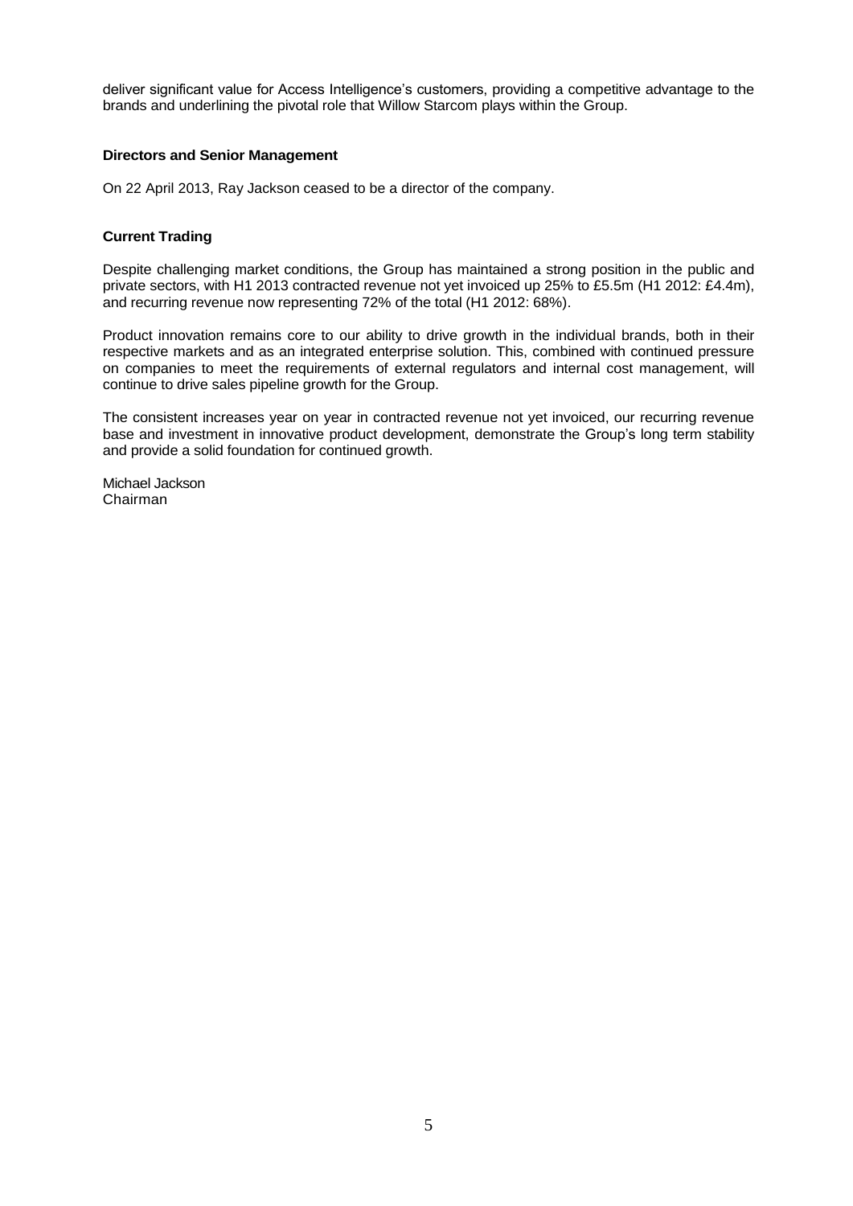deliver significant value for Access Intelligence's customers, providing a competitive advantage to the brands and underlining the pivotal role that Willow Starcom plays within the Group.

**Directors and Senior Management**

On 22 April 2013, Ray Jackson ceased to be a director of the company.

**Current Trading**

Despite challenging market conditions, the Group has maintained a strong position in the public and private sectors, with H1 2013 contracted revenue not yet invoiced up 25% to £5.5m (H1 2012: £4.4m), and recurring revenue now representing 72% of the total (H1 2012: 68%).

Product innovation remains core to our ability to drive growth in the individual brands, both in their respective markets and as an integrated enterprise solution. This, combined with continued pressure on companies to meet the requirements of external regulators and internal cost management, will continue to drive sales pipeline growth for the Group.

The consistent increases year on year in contracted revenue not yet invoiced, our recurring revenue base and investment in innovative product development, demonstrate the Group's long term stability and provide a solid foundation for continued growth.

Michael Jackson
Chairman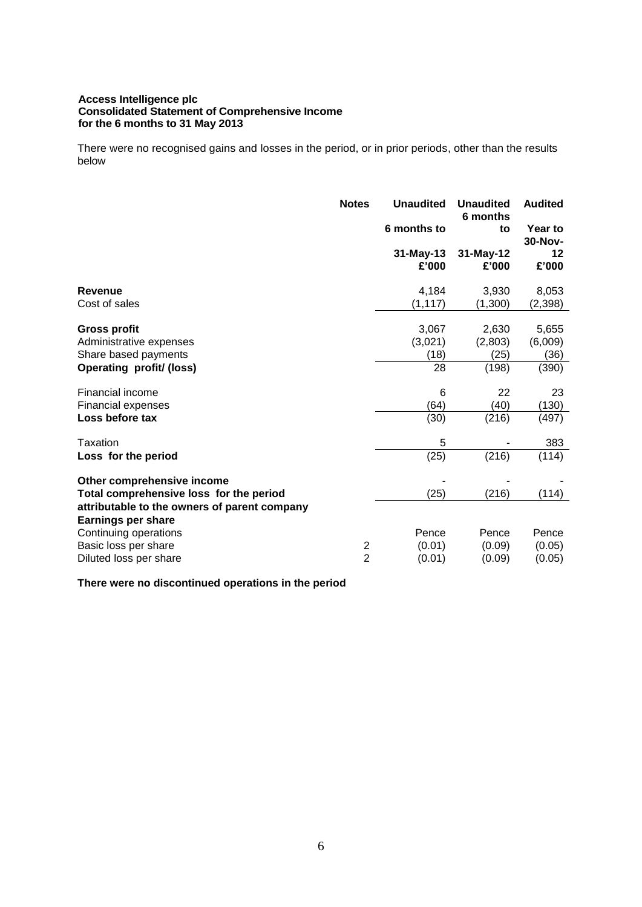**Access Intelligence plc**
**Consolidated Statement of Comprehensive Income**
**for the 6 months to 31 May 2013**

There were no recognised gains and losses in the period, or in prior periods, other than the results below

| | Notes | Unaudited 6 months to 31-May-13 £'000 | Unaudited 6 months to 31-May-12 £'000 | Audited Year to 30-Nov-12 £'000 |
|---|---|---|---|---|
| **Revenue** | | 4,184 | 3,930 | 8,053 |
| Cost of sales | | (1,117) | (1,300) | (2,398) |
| **Gross profit** | | 3,067 | 2,630 | 5,655 |
| Administrative expenses | | (3,021) | (2,803) | (6,009) |
| Share based payments | | (18) | (25) | (36) |
| **Operating profit/ (loss)** | | 28 | (198) | (390) |
| Financial income | | 6 | 22 | 23 |
| Financial expenses | | (64) | (40) | (130) |
| **Loss before tax** | | (30) | (216) | (497) |
| Taxation | | 5 | - | 383 |
| **Loss for the period** | | (25) | (216) | (114) |
| **Other comprehensive income** | | - | - | - |
| **Total comprehensive loss for the period attributable to the owners of parent company** | | (25) | (216) | (114) |
| **Earnings per share** | | | | |
| Continuing operations | | Pence | Pence | Pence |
| Basic loss per share | 2 | (0.01) | (0.09) | (0.05) |
| Diluted loss per share | 2 | (0.01) | (0.09) | (0.05) |

**There were no discontinued operations in the period**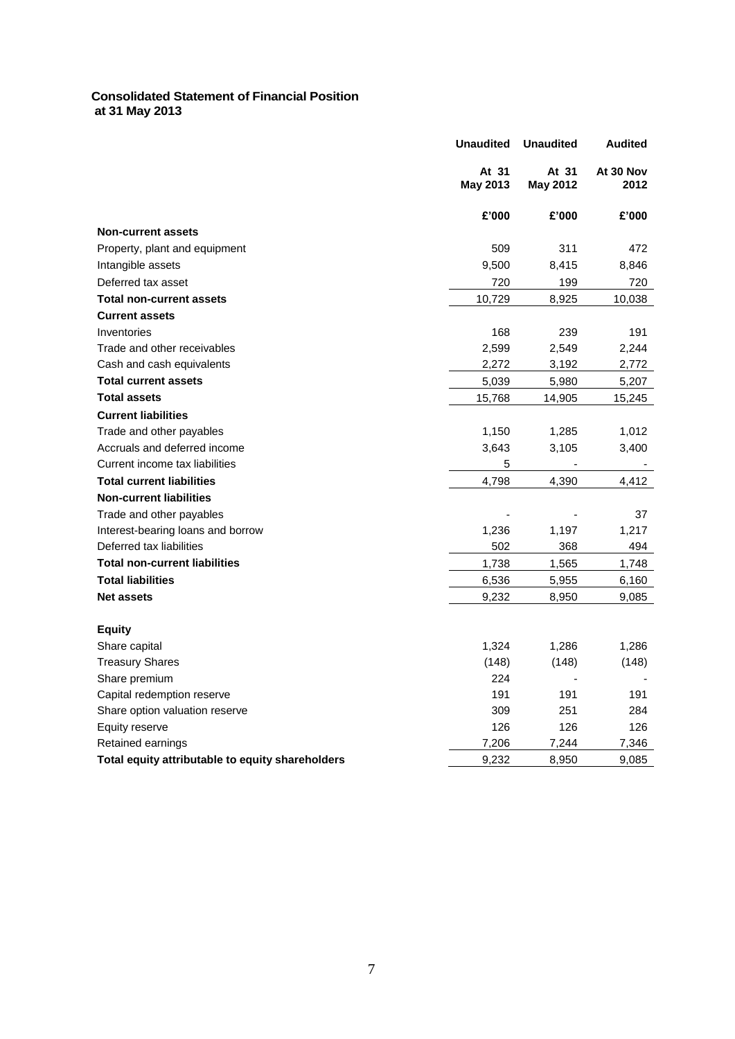## Consolidated Statement of Financial Position
## at 31 May 2013

| | Unaudited | Unaudited | Audited |
|---|---|---|---|
| | At 31 May 2013 | At 31 May 2012 | At 30 Nov 2012 |
| | £'000 | £'000 | £'000 |
| **Non-current assets** | | | |
| Property, plant and equipment | 509 | 311 | 472 |
| Intangible assets | 9,500 | 8,415 | 8,846 |
| Deferred tax asset | 720 | 199 | 720 |
| **Total non-current assets** | 10,729 | 8,925 | 10,038 |
| **Current assets** | | | |
| Inventories | 168 | 239 | 191 |
| Trade and other receivables | 2,599 | 2,549 | 2,244 |
| Cash and cash equivalents | 2,272 | 3,192 | 2,772 |
| **Total current assets** | 5,039 | 5,980 | 5,207 |
| **Total assets** | 15,768 | 14,905 | 15,245 |
| **Current liabilities** | | | |
| Trade and other payables | 1,150 | 1,285 | 1,012 |
| Accruals and deferred income | 3,643 | 3,105 | 3,400 |
| Current income tax liabilities | 5 | - | - |
| **Total current liabilities** | 4,798 | 4,390 | 4,412 |
| **Non-current liabilities** | | | |
| Trade and other payables | - | - | 37 |
| Interest-bearing loans and borrow | 1,236 | 1,197 | 1,217 |
| Deferred tax liabilities | 502 | 368 | 494 |
| **Total non-current liabilities** | 1,738 | 1,565 | 1,748 |
| **Total liabilities** | 6,536 | 5,955 | 6,160 |
| **Net assets** | 9,232 | 8,950 | 9,085 |
| | | | |
| **Equity** | | | |
| Share capital | 1,324 | 1,286 | 1,286 |
| Treasury Shares | (148) | (148) | (148) |
| Share premium | 224 | - | - |
| Capital redemption reserve | 191 | 191 | 191 |
| Share option valuation reserve | 309 | 251 | 284 |
| Equity reserve | 126 | 126 | 126 |
| Retained earnings | 7,206 | 7,244 | 7,346 |
| **Total equity attributable to equity shareholders** | 9,232 | 8,950 | 9,085 |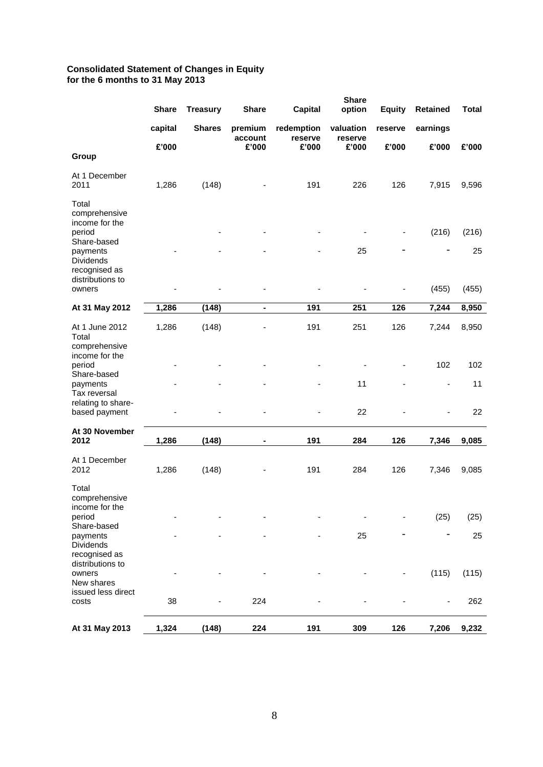**Consolidated Statement of Changes in Equity**
**for the 6 months to 31 May 2013**

| | Share capital | Treasury Shares | Share premium account | Capital redemption reserve | Share option valuation reserve | Equity reserve | Retained earnings | Total |
|---|---|---|---|---|---|---|---|---|
| | £'000 | | £'000 | £'000 | £'000 | £'000 | £'000 | £'000 |
| **Group** | | | | | | | | |
| At 1 December 2011 | 1,286 | (148) | - | 191 | 226 | 126 | 7,915 | 9,596 |
| Total comprehensive income for the period | - | - | - | - | - | - | (216) | (216) |
| Share-based payments | - | - | - | - | 25 | - | - | 25 |
| Dividends recognised as distributions to owners | - | - | - | - | - | - | (455) | (455) |
| **At 31 May 2012** | **1,286** | **(148)** | **-** | **191** | **251** | **126** | **7,244** | **8,950** |
| At 1 June 2012 | 1,286 | (148) | - | 191 | 251 | 126 | 7,244 | 8,950 |
| Total comprehensive income for the period | - | - | - | - | - | - | 102 | 102 |
| Share-based payments | - | - | - | - | 11 | - | - | 11 |
| Tax reversal relating to share-based payment | - | - | - | - | 22 | - | - | 22 |
| **At 30 November 2012** | **1,286** | **(148)** | **-** | **191** | **284** | **126** | **7,346** | **9,085** |
| At 1 December 2012 | 1,286 | (148) | - | 191 | 284 | 126 | 7,346 | 9,085 |
| Total comprehensive income for the period | - | - | - | - | - | - | (25) | (25) |
| Share-based payments | - | - | - | - | 25 | - | - | 25 |
| Dividends recognised as distributions to owners | - | - | - | - | - | - | (115) | (115) |
| New shares issued less direct costs | 38 | - | 224 | - | - | - | - | 262 |
| **At 31 May 2013** | **1,324** | **(148)** | **224** | **191** | **309** | **126** | **7,206** | **9,232** |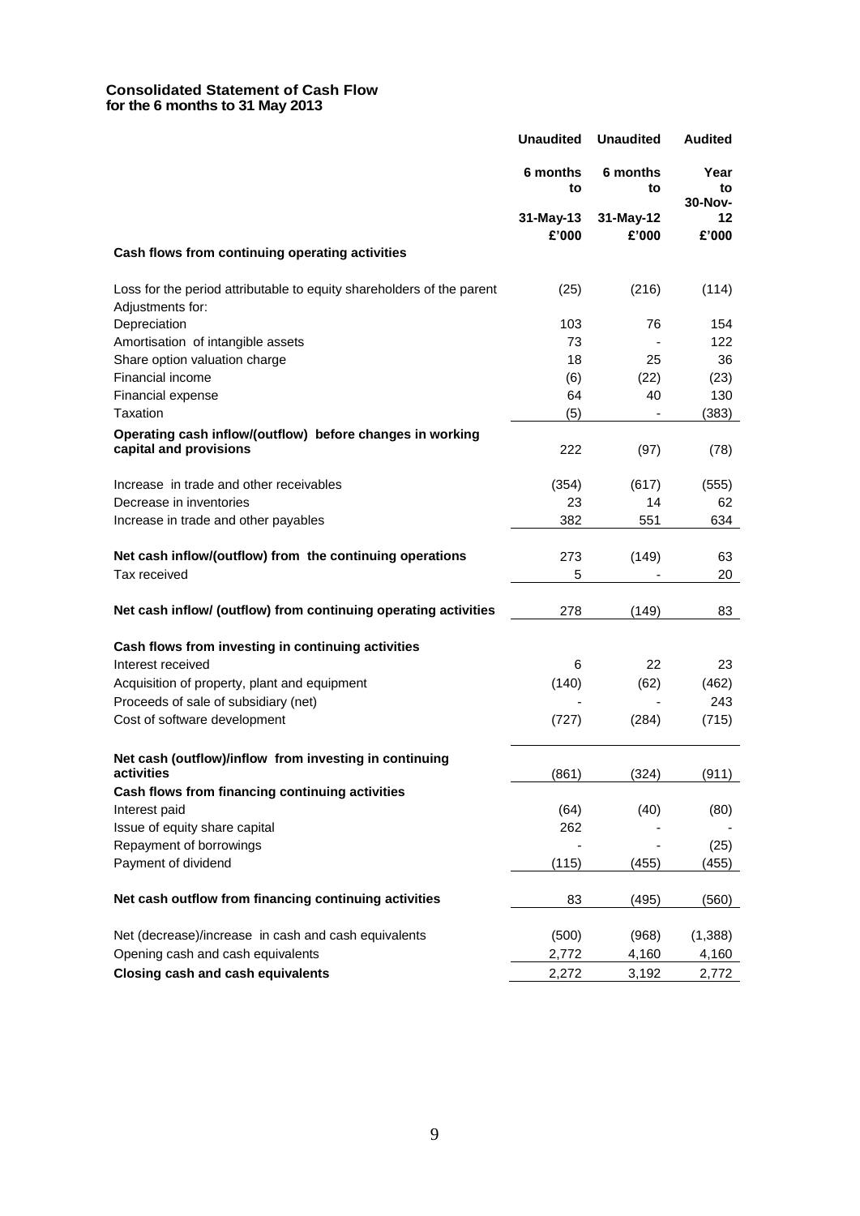## Consolidated Statement of Cash Flow
### for the 6 months to 31 May 2013

| | Unaudited | Unaudited | Audited |
|---|---|---|---|
| | 6 months to | 6 months to | Year to 30-Nov-12 |
| | 31-May-13 | 31-May-12 | |
| | £'000 | £'000 | £'000 |
| **Cash flows from continuing operating activities** | | | |
| Loss for the period attributable to equity shareholders of the parent | (25) | (216) | (114) |
| Adjustments for: | | | |
| Depreciation | 103 | 76 | 154 |
| Amortisation of intangible assets | 73 | - | 122 |
| Share option valuation charge | 18 | 25 | 36 |
| Financial income | (6) | (22) | (23) |
| Financial expense | 64 | 40 | 130 |
| Taxation | (5) | - | (383) |
| **Operating cash inflow/(outflow) before changes in working capital and provisions** | 222 | (97) | (78) |
| Increase in trade and other receivables | (354) | (617) | (555) |
| Decrease in inventories | 23 | 14 | 62 |
| Increase in trade and other payables | 382 | 551 | 634 |
| **Net cash inflow/(outflow) from the continuing operations** | 273 | (149) | 63 |
| Tax received | 5 | - | 20 |
| **Net cash inflow/ (outflow) from continuing operating activities** | 278 | (149) | 83 |
| **Cash flows from investing in continuing activities** | | | |
| Interest received | 6 | 22 | 23 |
| Acquisition of property, plant and equipment | (140) | (62) | (462) |
| Proceeds of sale of subsidiary (net) | - | - | 243 |
| Cost of software development | (727) | (284) | (715) |
| **Net cash (outflow)/inflow from investing in continuing activities** | (861) | (324) | (911) |
| **Cash flows from financing continuing activities** | | | |
| Interest paid | (64) | (40) | (80) |
| Issue of equity share capital | 262 | - | - |
| Repayment of borrowings | - | - | (25) |
| Payment of dividend | (115) | (455) | (455) |
| **Net cash outflow from financing continuing activities** | 83 | (495) | (560) |
| Net (decrease)/increase in cash and cash equivalents | (500) | (968) | (1,388) |
| Opening cash and cash equivalents | 2,772 | 4,160 | 4,160 |
| **Closing cash and cash equivalents** | 2,272 | 3,192 | 2,772 |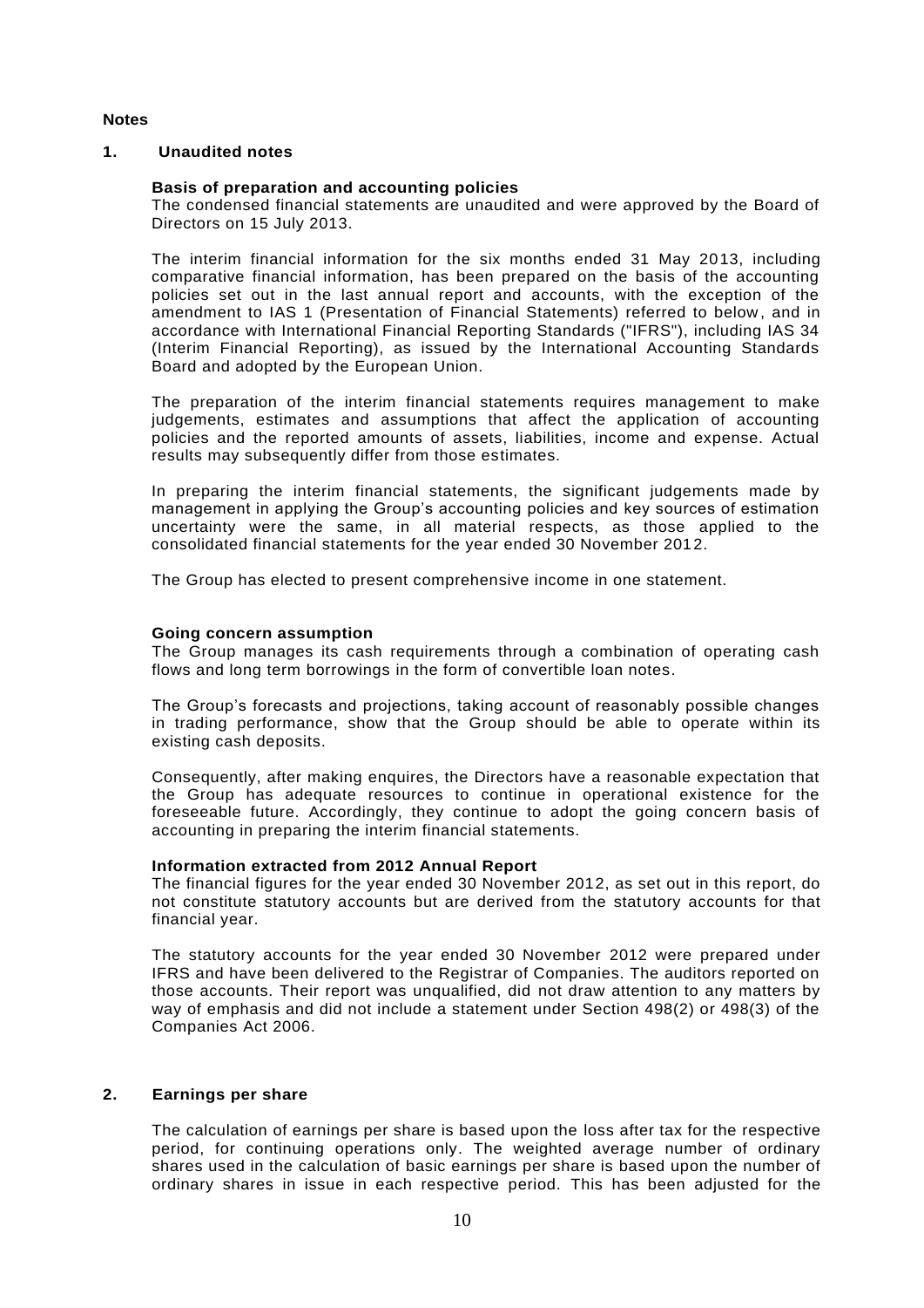**Notes**

## 1. Unaudited notes

**Basis of preparation and accounting policies**

The condensed financial statements are unaudited and were approved by the Board of Directors on 15 July 2013.

The interim financial information for the six months ended 31 May 2013, including comparative financial information, has been prepared on the basis of the accounting policies set out in the last annual report and accounts, with the exception of the amendment to IAS 1 (Presentation of Financial Statements) referred to below, and in accordance with International Financial Reporting Standards ("IFRS"), including IAS 34 (Interim Financial Reporting), as issued by the International Accounting Standards Board and adopted by the European Union.

The preparation of the interim financial statements requires management to make judgements, estimates and assumptions that affect the application of accounting policies and the reported amounts of assets, liabilities, income and expense. Actual results may subsequently differ from those estimates.

In preparing the interim financial statements, the significant judgements made by management in applying the Group's accounting policies and key sources of estimation uncertainty were the same, in all material respects, as those applied to the consolidated financial statements for the year ended 30 November 2012.

The Group has elected to present comprehensive income in one statement.

**Going concern assumption**

The Group manages its cash requirements through a combination of operating cash flows and long term borrowings in the form of convertible loan notes.

The Group's forecasts and projections, taking account of reasonably possible changes in trading performance, show that the Group should be able to operate within its existing cash deposits.

Consequently, after making enquires, the Directors have a reasonable expectation that the Group has adequate resources to continue in operational existence for the foreseeable future. Accordingly, they continue to adopt the going concern basis of accounting in preparing the interim financial statements.

**Information extracted from 2012 Annual Report**

The financial figures for the year ended 30 November 2012, as set out in this report, do not constitute statutory accounts but are derived from the statutory accounts for that financial year.

The statutory accounts for the year ended 30 November 2012 were prepared under IFRS and have been delivered to the Registrar of Companies. The auditors reported on those accounts. Their report was unqualified, did not draw attention to any matters by way of emphasis and did not include a statement under Section 498(2) or 498(3) of the Companies Act 2006.

## 2. Earnings per share

The calculation of earnings per share is based upon the loss after tax for the respective period, for continuing operations only. The weighted average number of ordinary shares used in the calculation of basic earnings per share is based upon the number of ordinary shares in issue in each respective period. This has been adjusted for the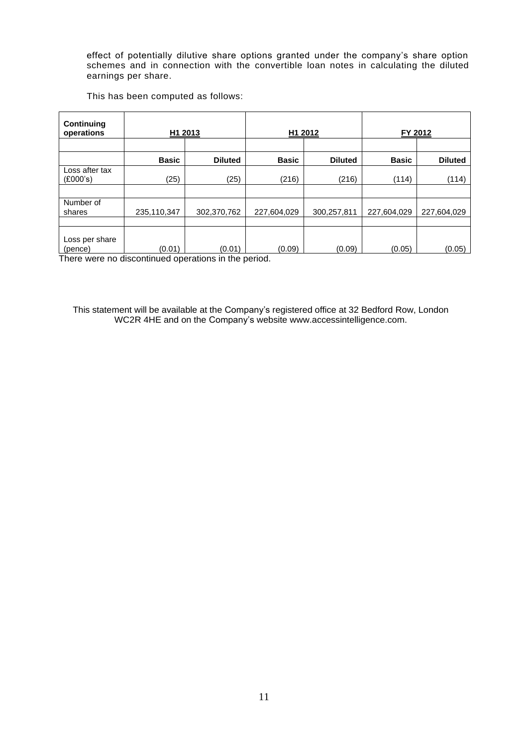effect of potentially dilutive share options granted under the company's share option schemes and in connection with the convertible loan notes in calculating the diluted earnings per share.

This has been computed as follows:

| Continuing operations | H1 2013 | | H1 2012 | | FY 2012 | |
|---|---|---|---|---|---|---|
| | | | | | | |
| | **Basic** | **Diluted** | **Basic** | **Diluted** | **Basic** | **Diluted** |
| Loss after tax (£000's) | (25) | (25) | (216) | (216) | (114) | (114) |
| | | | | | | |
| Number of shares | 235,110,347 | 302,370,762 | 227,604,029 | 300,257,811 | 227,604,029 | 227,604,029 |
| | | | | | | |
| Loss per share (pence) | (0.01) | (0.01) | (0.09) | (0.09) | (0.05) | (0.05) |

There were no discontinued operations in the period.

This statement will be available at the Company's registered office at 32 Bedford Row, London WC2R 4HE and on the Company's website www.accessintelligence.com.